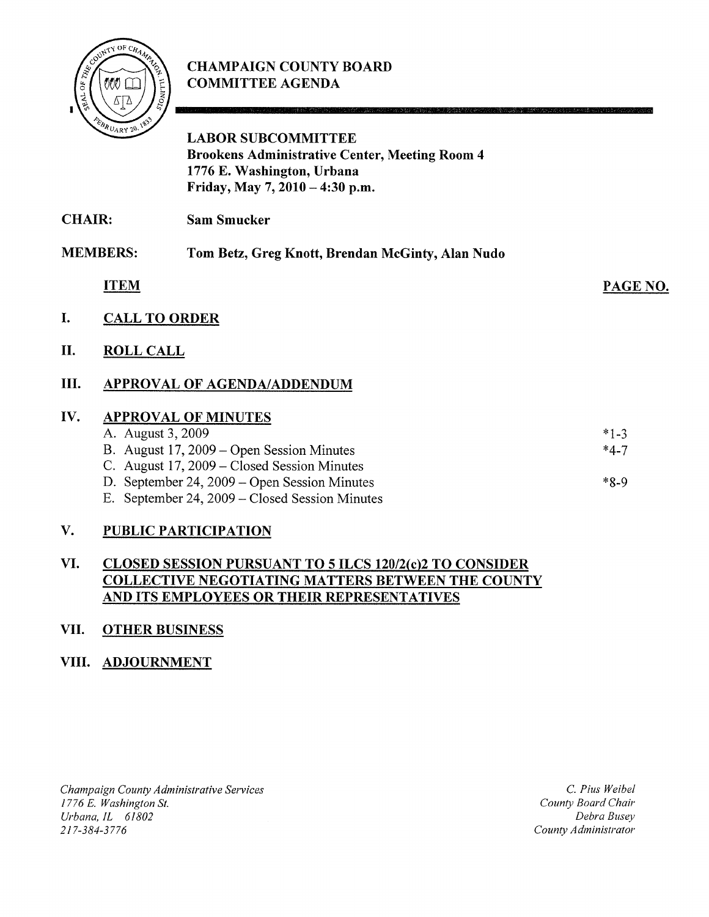# CHAMPAIGN COUNTY BOARD COMMITTEE AGENDA

**LABOR SUBCOMMITTEE**
**Brookens Administrative Center, Meeting Room 4**
**1776 E. Washington, Urbana**
**Friday, May 7, 2010 – 4:30 p.m.**

**CHAIR:** **Sam Smucker**

**MEMBERS:** **Tom Betz, Greg Knott, Brendan McGinty, Alan Nudo**

| ITEM | PAGE NO. |
| --- | --- |
| **I. CALL TO ORDER** | |
| **II. ROLL CALL** | |
| **III. APPROVAL OF AGENDA/ADDENDUM** | |
| **IV. APPROVAL OF MINUTES** | |
| A. August 3, 2009 | *1-3 |
| B. August 17, 2009 – Open Session Minutes | *4-7 |
| C. August 17, 2009 – Closed Session Minutes | |
| D. September 24, 2009 – Open Session Minutes | *8-9 |
| E. September 24, 2009 – Closed Session Minutes | |
| **V. PUBLIC PARTICIPATION** | |
| **VI. CLOSED SESSION PURSUANT TO 5 ILCS 120/2(c)2 TO CONSIDER COLLECTIVE NEGOTIATING MATTERS BETWEEN THE COUNTY AND ITS EMPLOYEES OR THEIR REPRESENTATIVES** | |
| **VII. OTHER BUSINESS** | |
| **VIII. ADJOURNMENT** | |

*Champaign County Administrative Services*
*1776 E. Washington St.*
*Urbana, IL 61802*
*217-384-3776*

*C. Pius Weibel*
*County Board Chair*
*Debra Busey*
*County Administrator*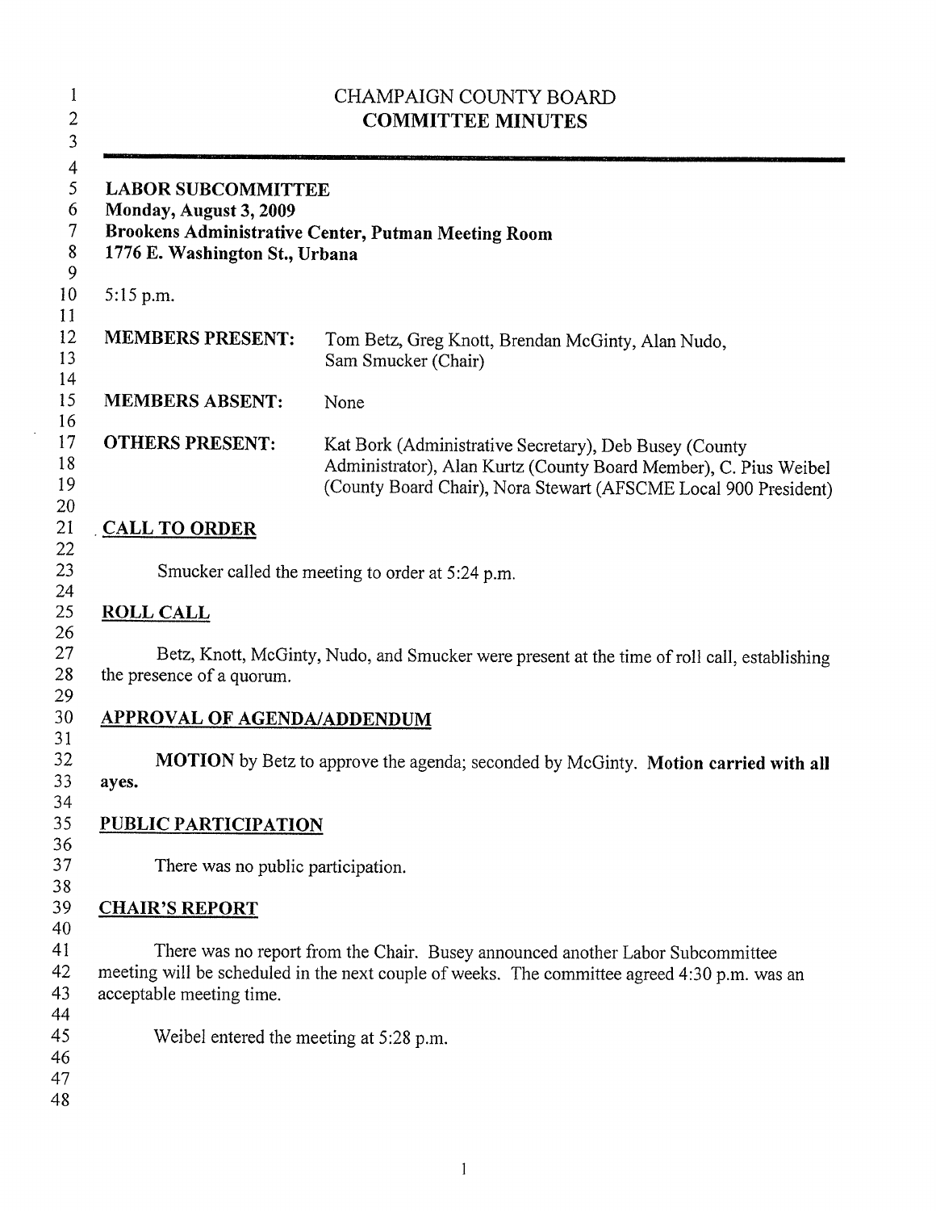# CHAMPAIGN COUNTY BOARD
## COMMITTEE MINUTES

---

**LABOR SUBCOMMITTEE**
**Monday, August 3, 2009**
**Brookens Administrative Center, Putman Meeting Room**
**1776 E. Washington St., Urbana**

5:15 p.m.

| | |
|---|---|
| **MEMBERS PRESENT:** | Tom Betz, Greg Knott, Brendan McGinty, Alan Nudo, Sam Smucker (Chair) |
| **MEMBERS ABSENT:** | None |
| **OTHERS PRESENT:** | Kat Bork (Administrative Secretary), Deb Busey (County Administrator), Alan Kurtz (County Board Member), C. Pius Weibel (County Board Chair), Nora Stewart (AFSCME Local 900 President) |

## CALL TO ORDER

Smucker called the meeting to order at 5:24 p.m.

## ROLL CALL

Betz, Knott, McGinty, Nudo, and Smucker were present at the time of roll call, establishing the presence of a quorum.

## APPROVAL OF AGENDA/ADDENDUM

**MOTION** by Betz to approve the agenda; seconded by McGinty. **Motion carried with all ayes.**

## PUBLIC PARTICIPATION

There was no public participation.

## CHAIR'S REPORT

There was no report from the Chair. Busey announced another Labor Subcommittee meeting will be scheduled in the next couple of weeks. The committee agreed 4:30 p.m. was an acceptable meeting time.

Weibel entered the meeting at 5:28 p.m.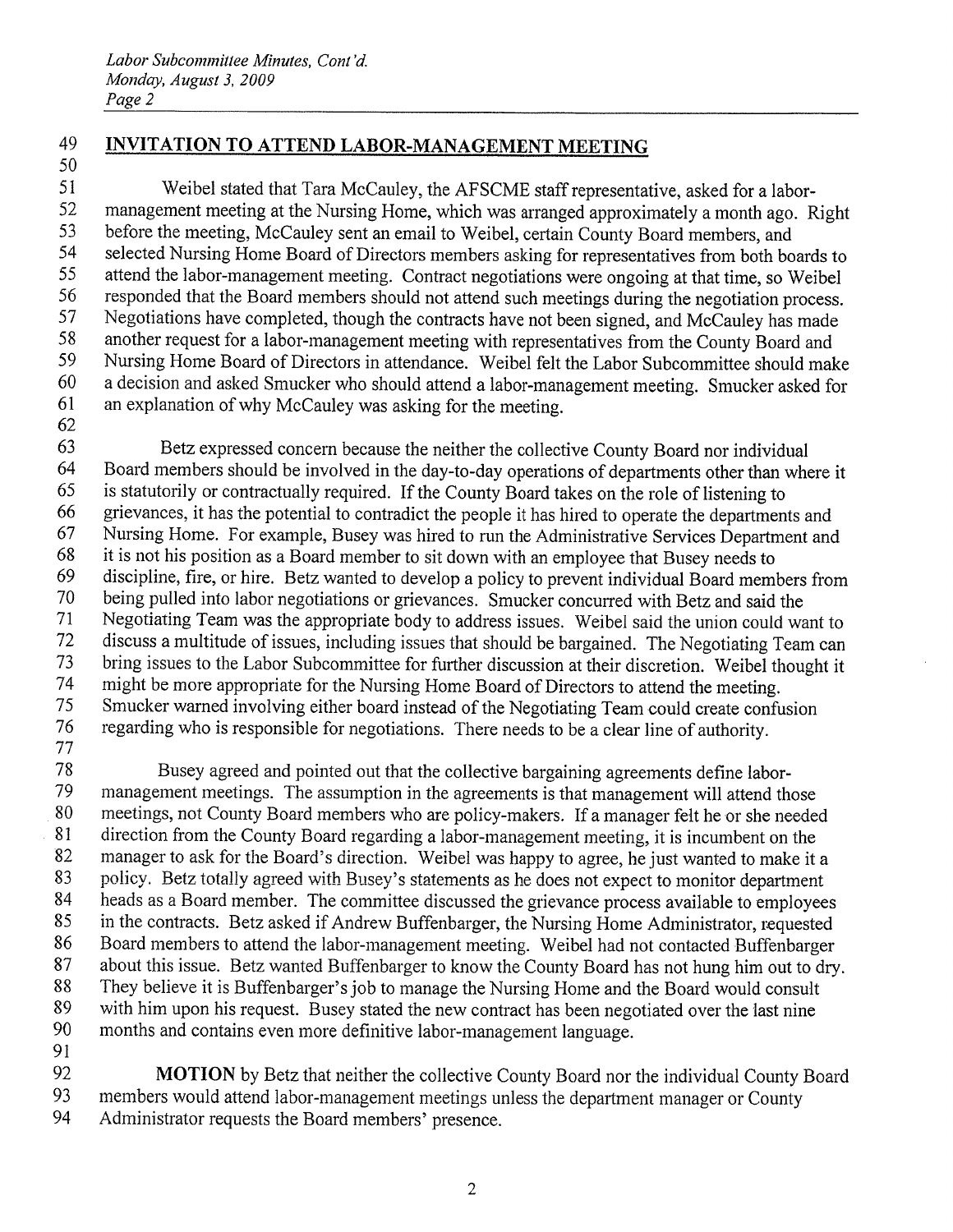## INVITATION TO ATTEND LABOR-MANAGEMENT MEETING

Weibel stated that Tara McCauley, the AFSCME staff representative, asked for a labor-management meeting at the Nursing Home, which was arranged approximately a month ago. Right before the meeting, McCauley sent an email to Weibel, certain County Board members, and selected Nursing Home Board of Directors members asking for representatives from both boards to attend the labor-management meeting. Contract negotiations were ongoing at that time, so Weibel responded that the Board members should not attend such meetings during the negotiation process. Negotiations have completed, though the contracts have not been signed, and McCauley has made another request for a labor-management meeting with representatives from the County Board and Nursing Home Board of Directors in attendance. Weibel felt the Labor Subcommittee should make a decision and asked Smucker who should attend a labor-management meeting. Smucker asked for an explanation of why McCauley was asking for the meeting.

Betz expressed concern because the neither the collective County Board nor individual Board members should be involved in the day-to-day operations of departments other than where it is statutorily or contractually required. If the County Board takes on the role of listening to grievances, it has the potential to contradict the people it has hired to operate the departments and Nursing Home. For example, Busey was hired to run the Administrative Services Department and it is not his position as a Board member to sit down with an employee that Busey needs to discipline, fire, or hire. Betz wanted to develop a policy to prevent individual Board members from being pulled into labor negotiations or grievances. Smucker concurred with Betz and said the Negotiating Team was the appropriate body to address issues. Weibel said the union could want to discuss a multitude of issues, including issues that should be bargained. The Negotiating Team can bring issues to the Labor Subcommittee for further discussion at their discretion. Weibel thought it might be more appropriate for the Nursing Home Board of Directors to attend the meeting. Smucker warned involving either board instead of the Negotiating Team could create confusion regarding who is responsible for negotiations. There needs to be a clear line of authority.

Busey agreed and pointed out that the collective bargaining agreements define labor-management meetings. The assumption in the agreements is that management will attend those meetings, not County Board members who are policy-makers. If a manager felt he or she needed direction from the County Board regarding a labor-management meeting, it is incumbent on the manager to ask for the Board's direction. Weibel was happy to agree, he just wanted to make it a policy. Betz totally agreed with Busey's statements as he does not expect to monitor department heads as a Board member. The committee discussed the grievance process available to employees in the contracts. Betz asked if Andrew Buffenbarger, the Nursing Home Administrator, requested Board members to attend the labor-management meeting. Weibel had not contacted Buffenbarger about this issue. Betz wanted Buffenbarger to know the County Board has not hung him out to dry. They believe it is Buffenbarger's job to manage the Nursing Home and the Board would consult with him upon his request. Busey stated the new contract has been negotiated over the last nine months and contains even more definitive labor-management language.

**MOTION** by Betz that neither the collective County Board nor the individual County Board members would attend labor-management meetings unless the department manager or County Administrator requests the Board members' presence.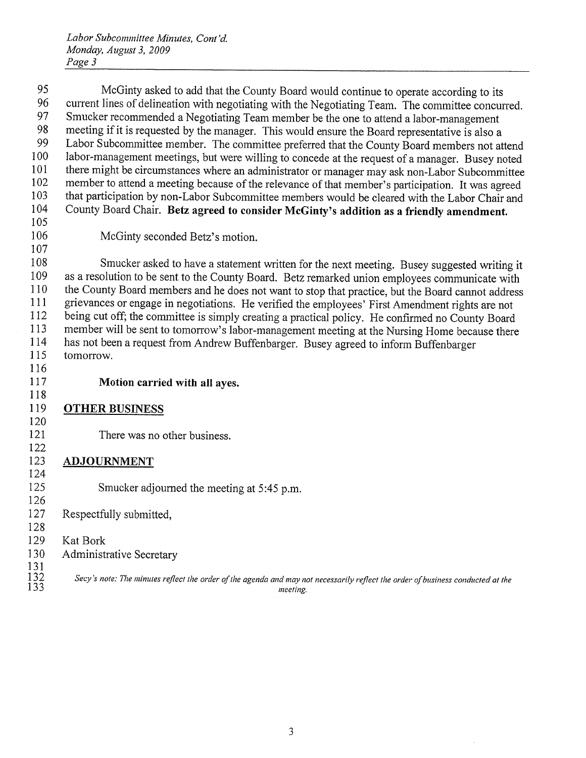McGinty asked to add that the County Board would continue to operate according to its current lines of delineation with negotiating with the Negotiating Team. The committee concurred. Smucker recommended a Negotiating Team member be the one to attend a labor-management meeting if it is requested by the manager. This would ensure the Board representative is also a Labor Subcommittee member. The committee preferred that the County Board members not attend labor-management meetings, but were willing to concede at the request of a manager. Busey noted there might be circumstances where an administrator or manager may ask non-Labor Subcommittee member to attend a meeting because of the relevance of that member's participation. It was agreed that participation by non-Labor Subcommittee members would be cleared with the Labor Chair and County Board Chair. **Betz agreed to consider McGinty's addition as a friendly amendment.**

McGinty seconded Betz's motion.

Smucker asked to have a statement written for the next meeting. Busey suggested writing it as a resolution to be sent to the County Board. Betz remarked union employees communicate with the County Board members and he does not want to stop that practice, but the Board cannot address grievances or engage in negotiations. He verified the employees' First Amendment rights are not being cut off; the committee is simply creating a practical policy. He confirmed no County Board member will be sent to tomorrow's labor-management meeting at the Nursing Home because there has not been a request from Andrew Buffenbarger. Busey agreed to inform Buffenbarger tomorrow.

**Motion carried with all ayes.**

## OTHER BUSINESS

There was no other business.

## ADJOURNMENT

Smucker adjourned the meeting at 5:45 p.m.

Respectfully submitted,

Kat Bork
Administrative Secretary

*Secy's note: The minutes reflect the order of the agenda and may not necessarily reflect the order of business conducted at the meeting.*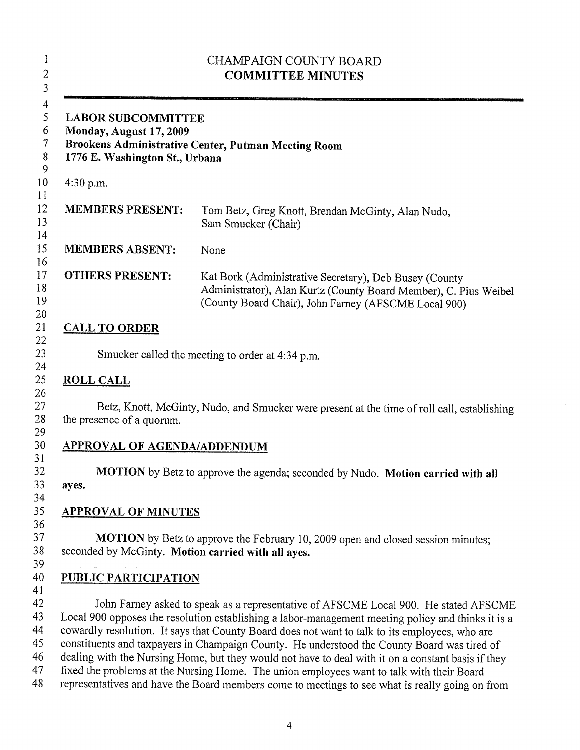# CHAMPAIGN COUNTY BOARD
## COMMITTEE MINUTES

**LABOR SUBCOMMITTEE**
**Monday, August 17, 2009**
**Brookens Administrative Center, Putman Meeting Room**
**1776 E. Washington St., Urbana**

4:30 p.m.

| | |
|---|---|
| **MEMBERS PRESENT:** | Tom Betz, Greg Knott, Brendan McGinty, Alan Nudo, Sam Smucker (Chair) |
| **MEMBERS ABSENT:** | None |
| **OTHERS PRESENT:** | Kat Bork (Administrative Secretary), Deb Busey (County Administrator), Alan Kurtz (County Board Member), C. Pius Weibel (County Board Chair), John Farney (AFSCME Local 900) |

## CALL TO ORDER

Smucker called the meeting to order at 4:34 p.m.

## ROLL CALL

Betz, Knott, McGinty, Nudo, and Smucker were present at the time of roll call, establishing the presence of a quorum.

## APPROVAL OF AGENDA/ADDENDUM

**MOTION** by Betz to approve the agenda; seconded by Nudo. **Motion carried with all ayes.**

## APPROVAL OF MINUTES

**MOTION** by Betz to approve the February 10, 2009 open and closed session minutes; seconded by McGinty. **Motion carried with all ayes.**

## PUBLIC PARTICIPATION

John Farney asked to speak as a representative of AFSCME Local 900. He stated AFSCME Local 900 opposes the resolution establishing a labor-management meeting policy and thinks it is a cowardly resolution. It says that County Board does not want to talk to its employees, who are constituents and taxpayers in Champaign County. He understood the County Board was tired of dealing with the Nursing Home, but they would not have to deal with it on a constant basis if they fixed the problems at the Nursing Home. The union employees want to talk with their Board representatives and have the Board members come to meetings to see what is really going on from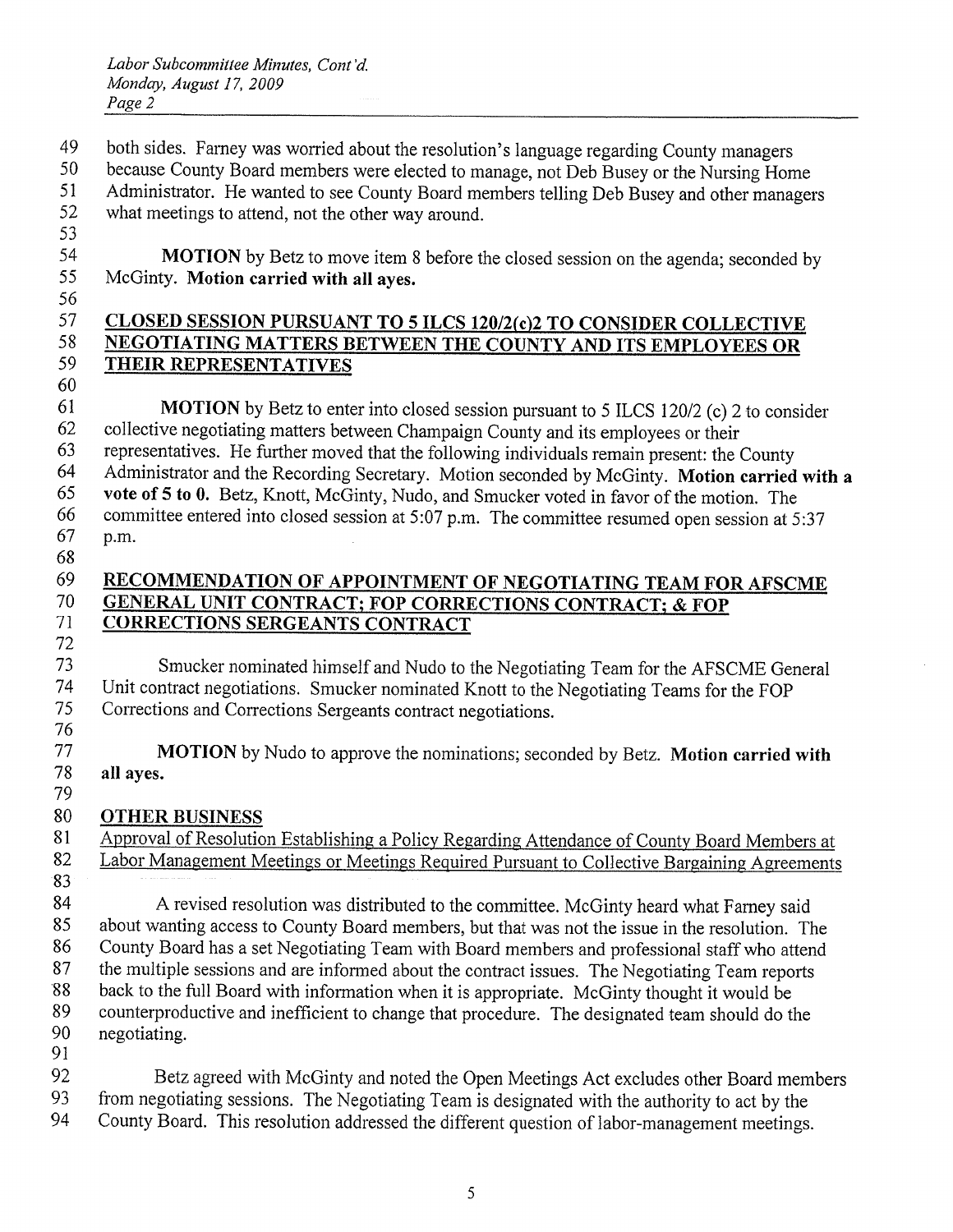both sides. Farney was worried about the resolution's language regarding County managers because County Board members were elected to manage, not Deb Busey or the Nursing Home Administrator. He wanted to see County Board members telling Deb Busey and other managers what meetings to attend, not the other way around.

**MOTION** by Betz to move item 8 before the closed session on the agenda; seconded by McGinty. **Motion carried with all ayes.**

## CLOSED SESSION PURSUANT TO 5 ILCS 120/2(c)2 TO CONSIDER COLLECTIVE NEGOTIATING MATTERS BETWEEN THE COUNTY AND ITS EMPLOYEES OR THEIR REPRESENTATIVES

**MOTION** by Betz to enter into closed session pursuant to 5 ILCS 120/2 (c) 2 to consider collective negotiating matters between Champaign County and its employees or their representatives. He further moved that the following individuals remain present: the County Administrator and the Recording Secretary. Motion seconded by McGinty. **Motion carried with a vote of 5 to 0.** Betz, Knott, McGinty, Nudo, and Smucker voted in favor of the motion. The committee entered into closed session at 5:07 p.m. The committee resumed open session at 5:37 p.m.

## RECOMMENDATION OF APPOINTMENT OF NEGOTIATING TEAM FOR AFSCME GENERAL UNIT CONTRACT; FOP CORRECTIONS CONTRACT; & FOP CORRECTIONS SERGEANTS CONTRACT

Smucker nominated himself and Nudo to the Negotiating Team for the AFSCME General Unit contract negotiations. Smucker nominated Knott to the Negotiating Teams for the FOP Corrections and Corrections Sergeants contract negotiations.

**MOTION** by Nudo to approve the nominations; seconded by Betz. **Motion carried with all ayes.**

## OTHER BUSINESS

Approval of Resolution Establishing a Policy Regarding Attendance of County Board Members at Labor Management Meetings or Meetings Required Pursuant to Collective Bargaining Agreements

A revised resolution was distributed to the committee. McGinty heard what Farney said about wanting access to County Board members, but that was not the issue in the resolution. The County Board has a set Negotiating Team with Board members and professional staff who attend the multiple sessions and are informed about the contract issues. The Negotiating Team reports back to the full Board with information when it is appropriate. McGinty thought it would be counterproductive and inefficient to change that procedure. The designated team should do the negotiating.

Betz agreed with McGinty and noted the Open Meetings Act excludes other Board members from negotiating sessions. The Negotiating Team is designated with the authority to act by the County Board. This resolution addressed the different question of labor-management meetings.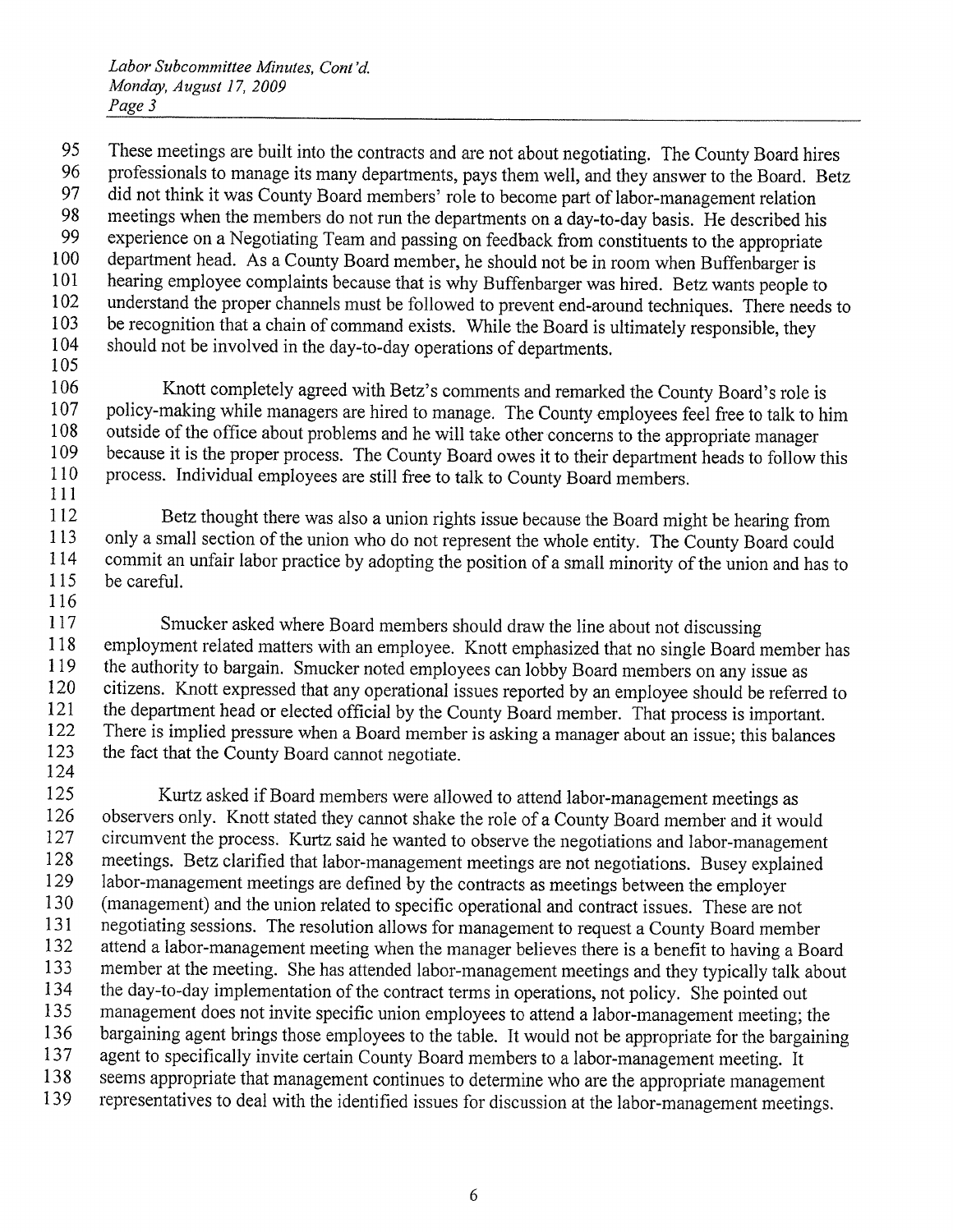These meetings are built into the contracts and are not about negotiating. The County Board hires professionals to manage its many departments, pays them well, and they answer to the Board. Betz did not think it was County Board members' role to become part of labor-management relation meetings when the members do not run the departments on a day-to-day basis. He described his experience on a Negotiating Team and passing on feedback from constituents to the appropriate department head. As a County Board member, he should not be in room when Buffenbarger is hearing employee complaints because that is why Buffenbarger was hired. Betz wants people to understand the proper channels must be followed to prevent end-around techniques. There needs to be recognition that a chain of command exists. While the Board is ultimately responsible, they should not be involved in the day-to-day operations of departments.

Knott completely agreed with Betz's comments and remarked the County Board's role is policy-making while managers are hired to manage. The County employees feel free to talk to him outside of the office about problems and he will take other concerns to the appropriate manager because it is the proper process. The County Board owes it to their department heads to follow this process. Individual employees are still free to talk to County Board members.

Betz thought there was also a union rights issue because the Board might be hearing from only a small section of the union who do not represent the whole entity. The County Board could commit an unfair labor practice by adopting the position of a small minority of the union and has to be careful.

Smucker asked where Board members should draw the line about not discussing employment related matters with an employee. Knott emphasized that no single Board member has the authority to bargain. Smucker noted employees can lobby Board members on any issue as citizens. Knott expressed that any operational issues reported by an employee should be referred to the department head or elected official by the County Board member. That process is important. There is implied pressure when a Board member is asking a manager about an issue; this balances the fact that the County Board cannot negotiate.

Kurtz asked if Board members were allowed to attend labor-management meetings as observers only. Knott stated they cannot shake the role of a County Board member and it would circumvent the process. Kurtz said he wanted to observe the negotiations and labor-management meetings. Betz clarified that labor-management meetings are not negotiations. Busey explained labor-management meetings are defined by the contracts as meetings between the employer (management) and the union related to specific operational and contract issues. These are not negotiating sessions. The resolution allows for management to request a County Board member attend a labor-management meeting when the manager believes there is a benefit to having a Board member at the meeting. She has attended labor-management meetings and they typically talk about the day-to-day implementation of the contract terms in operations, not policy. She pointed out management does not invite specific union employees to attend a labor-management meeting; the bargaining agent brings those employees to the table. It would not be appropriate for the bargaining agent to specifically invite certain County Board members to a labor-management meeting. It seems appropriate that management continues to determine who are the appropriate management representatives to deal with the identified issues for discussion at the labor-management meetings.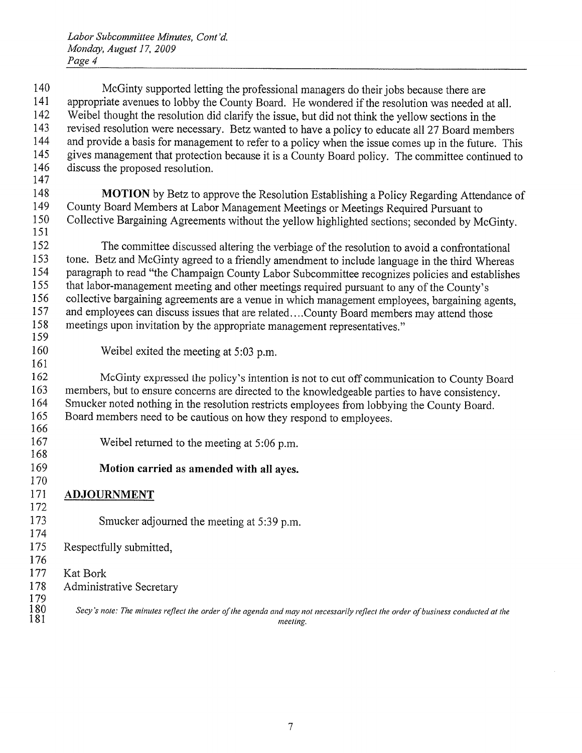McGinty supported letting the professional managers do their jobs because there are appropriate avenues to lobby the County Board. He wondered if the resolution was needed at all. Weibel thought the resolution did clarify the issue, but did not think the yellow sections in the revised resolution were necessary. Betz wanted to have a policy to educate all 27 Board members and provide a basis for management to refer to a policy when the issue comes up in the future. This gives management that protection because it is a County Board policy. The committee continued to discuss the proposed resolution.

**MOTION** by Betz to approve the Resolution Establishing a Policy Regarding Attendance of County Board Members at Labor Management Meetings or Meetings Required Pursuant to Collective Bargaining Agreements without the yellow highlighted sections; seconded by McGinty.

The committee discussed altering the verbiage of the resolution to avoid a confrontational tone. Betz and McGinty agreed to a friendly amendment to include language in the third Whereas paragraph to read "the Champaign County Labor Subcommittee recognizes policies and establishes that labor-management meeting and other meetings required pursuant to any of the County's collective bargaining agreements are a venue in which management employees, bargaining agents, and employees can discuss issues that are related….County Board members may attend those meetings upon invitation by the appropriate management representatives."

Weibel exited the meeting at 5:03 p.m.

McGinty expressed the policy's intention is not to cut off communication to County Board members, but to ensure concerns are directed to the knowledgeable parties to have consistency. Smucker noted nothing in the resolution restricts employees from lobbying the County Board. Board members need to be cautious on how they respond to employees.

Weibel returned to the meeting at 5:06 p.m.

**Motion carried as amended with all ayes.**

## ADJOURNMENT

Smucker adjourned the meeting at 5:39 p.m.

Respectfully submitted,

Kat Bork
Administrative Secretary

*Secy's note: The minutes reflect the order of the agenda and may not necessarily reflect the order of business conducted at the meeting.*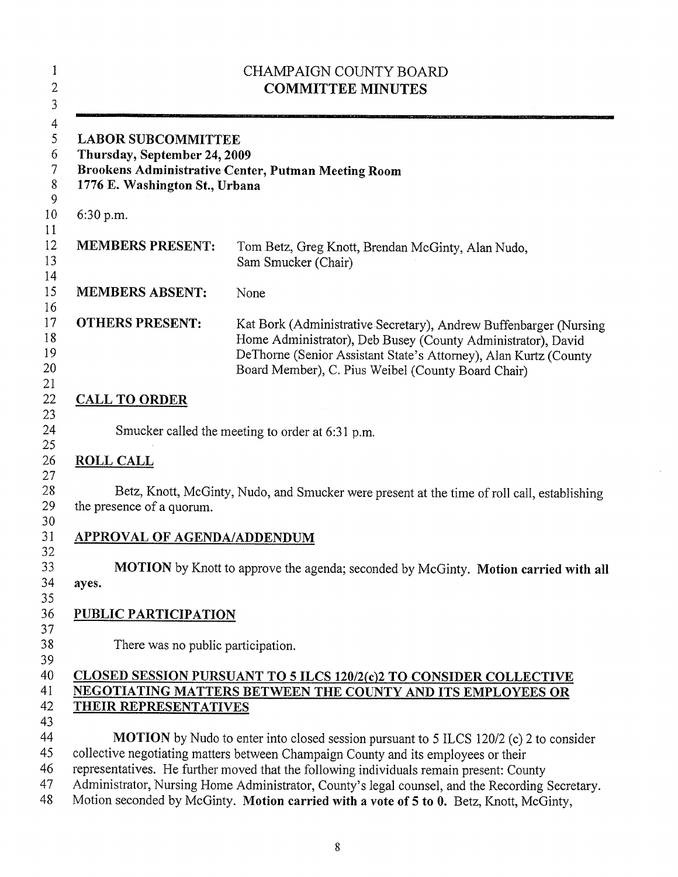# CHAMPAIGN COUNTY BOARD
## COMMITTEE MINUTES

**LABOR SUBCOMMITTEE**
**Thursday, September 24, 2009**
**Brookens Administrative Center, Putman Meeting Room**
**1776 E. Washington St., Urbana**

6:30 p.m.

| | |
|---|---|
| **MEMBERS PRESENT:** | Tom Betz, Greg Knott, Brendan McGinty, Alan Nudo, Sam Smucker (Chair) |
| **MEMBERS ABSENT:** | None |
| **OTHERS PRESENT:** | Kat Bork (Administrative Secretary), Andrew Buffenbarger (Nursing Home Administrator), Deb Busey (County Administrator), David DeThorne (Senior Assistant State's Attorney), Alan Kurtz (County Board Member), C. Pius Weibel (County Board Chair) |

### CALL TO ORDER

Smucker called the meeting to order at 6:31 p.m.

### ROLL CALL

Betz, Knott, McGinty, Nudo, and Smucker were present at the time of roll call, establishing the presence of a quorum.

### APPROVAL OF AGENDA/ADDENDUM

**MOTION** by Knott to approve the agenda; seconded by McGinty. **Motion carried with all ayes.**

### PUBLIC PARTICIPATION

There was no public participation.

### CLOSED SESSION PURSUANT TO 5 ILCS 120/2(c)2 TO CONSIDER COLLECTIVE NEGOTIATING MATTERS BETWEEN THE COUNTY AND ITS EMPLOYEES OR THEIR REPRESENTATIVES

**MOTION** by Nudo to enter into closed session pursuant to 5 ILCS 120/2 (c) 2 to consider collective negotiating matters between Champaign County and its employees or their representatives. He further moved that the following individuals remain present: County Administrator, Nursing Home Administrator, County's legal counsel, and the Recording Secretary. Motion seconded by McGinty. **Motion carried with a vote of 5 to 0.** Betz, Knott, McGinty,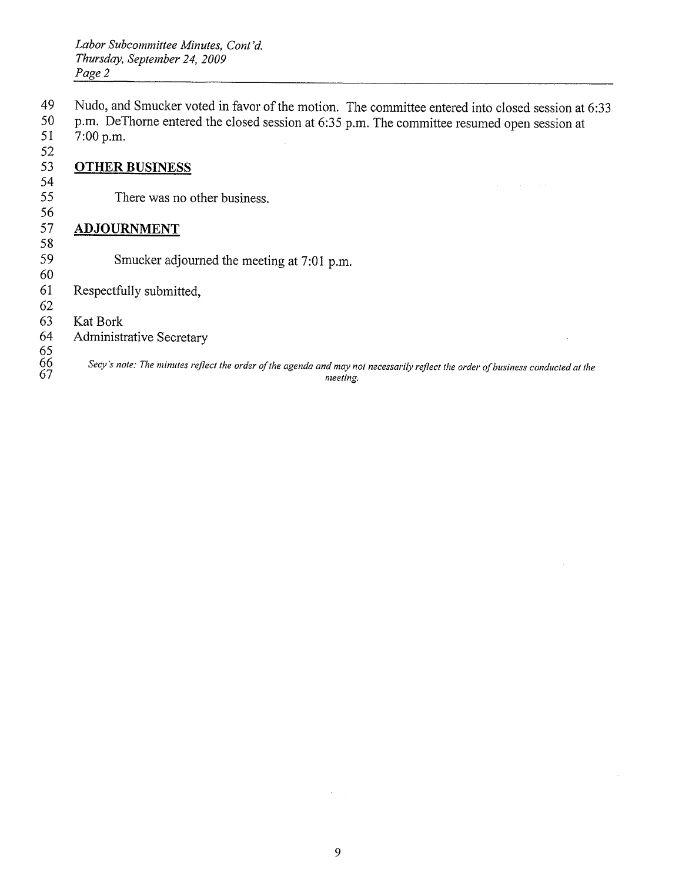Nudo, and Smucker voted in favor of the motion. The committee entered into closed session at 6:33 p.m. DeThorne entered the closed session at 6:35 p.m. The committee resumed open session at 7:00 p.m.

## OTHER BUSINESS

There was no other business.

## ADJOURNMENT

Smucker adjourned the meeting at 7:01 p.m.

Respectfully submitted,

Kat Bork
Administrative Secretary

*Secy's note: The minutes reflect the order of the agenda and may not necessarily reflect the order of business conducted at the meeting.*